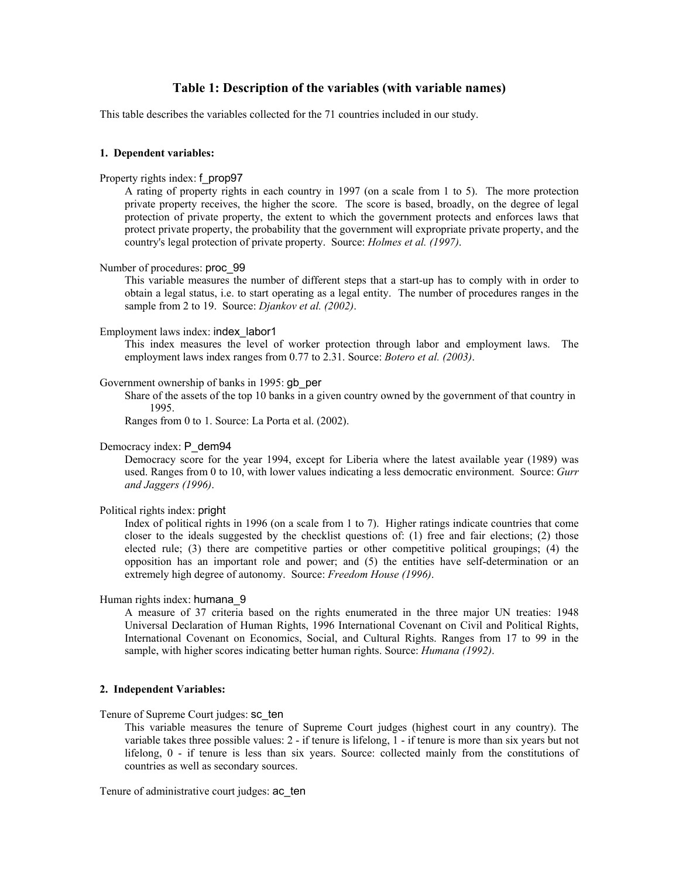# Table 1: Description of the variables (with variable names)

This table describes the variables collected for the 71 countries included in our study.

## 1. Dependent variables:

Property rights index: f_prop97

A rating of property rights in each country in 1997 (on a scale from 1 to 5). The more protection private property receives, the higher the score. The score is based, broadly, on the degree of legal protection of private property, the extent to which the government protects and enforces laws that protect private property, the probability that the government will expropriate private property, and the country's legal protection of private property. Source: *Holmes et al. (1997)*.

Number of procedures: proc_99

This variable measures the number of different steps that a start-up has to comply with in order to obtain a legal status, i.e. to start operating as a legal entity. The number of procedures ranges in the sample from 2 to 19. Source: *Djankov et al. (2002)*.

Employment laws index: index_labor1

This index measures the level of worker protection through labor and employment laws. The employment laws index ranges from 0.77 to 2.31. Source: *Botero et al. (2003)*.

Government ownership of banks in 1995: gb_per

Share of the assets of the top 10 banks in a given country owned by the government of that country in 1995.

Ranges from 0 to 1. Source: La Porta et al. (2002).

Democracy index: P_dem94

Democracy score for the year 1994, except for Liberia where the latest available year (1989) was used. Ranges from 0 to 10, with lower values indicating a less democratic environment. Source: *Gurr and Jaggers (1996)*.

Political rights index: pright

Index of political rights in 1996 (on a scale from 1 to 7). Higher ratings indicate countries that come closer to the ideals suggested by the checklist questions of: (1) free and fair elections; (2) those elected rule; (3) there are competitive parties or other competitive political groupings; (4) the opposition has an important role and power; and (5) the entities have self-determination or an extremely high degree of autonomy. Source: *Freedom House (1996)*.

Human rights index: humana_9

A measure of 37 criteria based on the rights enumerated in the three major UN treaties: 1948 Universal Declaration of Human Rights, 1996 International Covenant on Civil and Political Rights, International Covenant on Economics, Social, and Cultural Rights. Ranges from 17 to 99 in the sample, with higher scores indicating better human rights. Source: *Humana (1992)*.

## 2. Independent Variables:

Tenure of Supreme Court judges: sc_ten

This variable measures the tenure of Supreme Court judges (highest court in any country). The variable takes three possible values: 2 - if tenure is lifelong, 1 - if tenure is more than six years but not lifelong, 0 - if tenure is less than six years. Source: collected mainly from the constitutions of countries as well as secondary sources.

Tenure of administrative court judges: ac_ten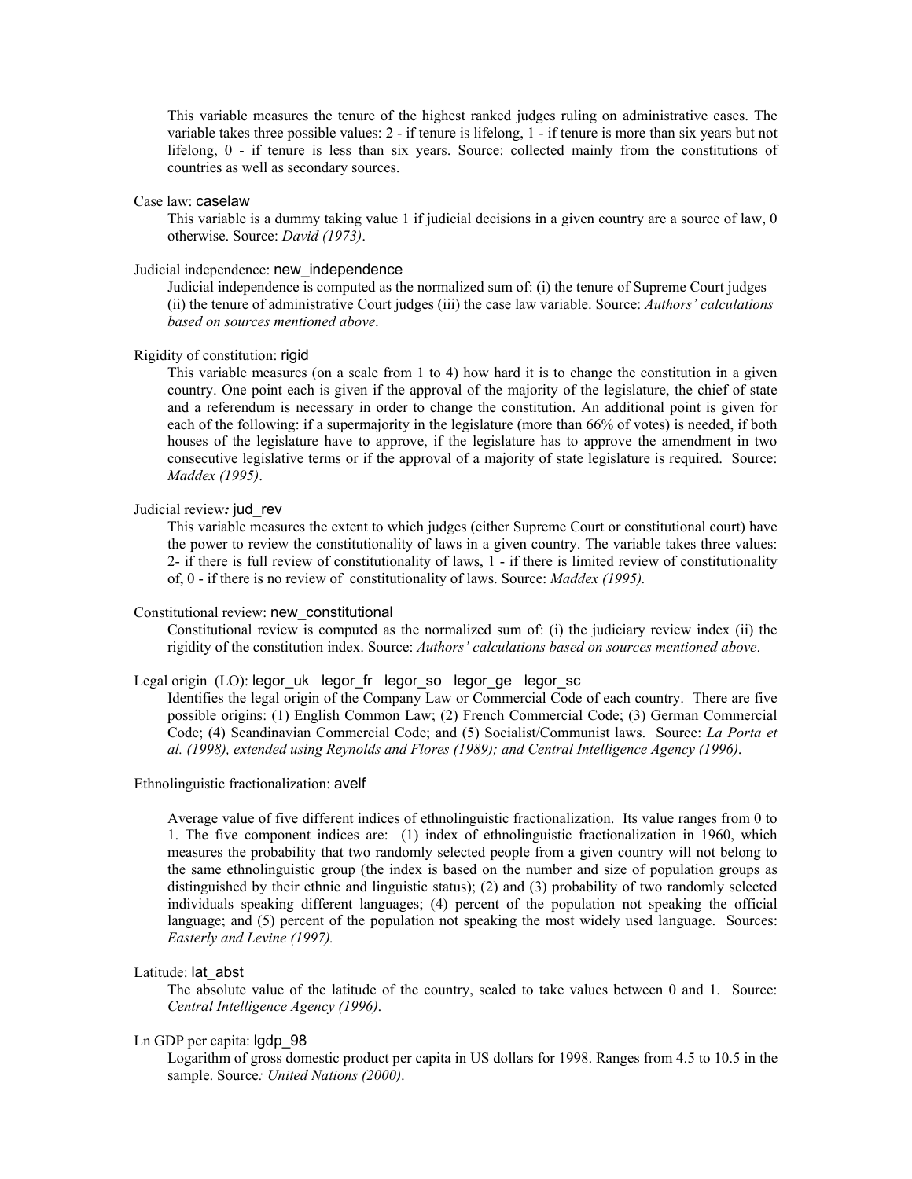This variable measures the tenure of the highest ranked judges ruling on administrative cases. The variable takes three possible values: 2 - if tenure is lifelong, 1 - if tenure is more than six years but not lifelong, 0 - if tenure is less than six years. Source: collected mainly from the constitutions of countries as well as secondary sources.

Case law: caselaw

This variable is a dummy taking value 1 if judicial decisions in a given country are a source of law, 0 otherwise. Source: *David (1973)*.

Judicial independence: new_independence

Judicial independence is computed as the normalized sum of: (i) the tenure of Supreme Court judges (ii) the tenure of administrative Court judges (iii) the case law variable. Source: *Authors' calculations based on sources mentioned above*.

Rigidity of constitution: rigid

This variable measures (on a scale from 1 to 4) how hard it is to change the constitution in a given country. One point each is given if the approval of the majority of the legislature, the chief of state and a referendum is necessary in order to change the constitution. An additional point is given for each of the following: if a supermajority in the legislature (more than 66% of votes) is needed, if both houses of the legislature have to approve, if the legislature has to approve the amendment in two consecutive legislative terms or if the approval of a majority of state legislature is required. Source: *Maddex (1995)*.

Judicial review**:** jud_rev

This variable measures the extent to which judges (either Supreme Court or constitutional court) have the power to review the constitutionality of laws in a given country. The variable takes three values: 2- if there is full review of constitutionality of laws, 1 - if there is limited review of constitutionality of, 0 - if there is no review of constitutionality of laws. Source: *Maddex (1995).*

Constitutional review: new_constitutional

Constitutional review is computed as the normalized sum of: (i) the judiciary review index (ii) the rigidity of the constitution index. Source: *Authors' calculations based on sources mentioned above*.

Legal origin (LO): legor_uk legor_fr legor_so legor_ge legor_sc

Identifies the legal origin of the Company Law or Commercial Code of each country. There are five possible origins: (1) English Common Law; (2) French Commercial Code; (3) German Commercial Code; (4) Scandinavian Commercial Code; and (5) Socialist/Communist laws. Source: *La Porta et al. (1998), extended using Reynolds and Flores (1989); and Central Intelligence Agency (1996)*.

Ethnolinguistic fractionalization: avelf

Average value of five different indices of ethnolinguistic fractionalization. Its value ranges from 0 to 1. The five component indices are: (1) index of ethnolinguistic fractionalization in 1960, which measures the probability that two randomly selected people from a given country will not belong to the same ethnolinguistic group (the index is based on the number and size of population groups as distinguished by their ethnic and linguistic status); (2) and (3) probability of two randomly selected individuals speaking different languages; (4) percent of the population not speaking the official language; and (5) percent of the population not speaking the most widely used language. Sources: *Easterly and Levine (1997).*

Latitude: lat_abst

The absolute value of the latitude of the country, scaled to take values between 0 and 1. Source: *Central Intelligence Agency (1996)*.

Ln GDP per capita: lgdp_98

Logarithm of gross domestic product per capita in US dollars for 1998. Ranges from 4.5 to 10.5 in the sample. Source*: United Nations (2000)*.